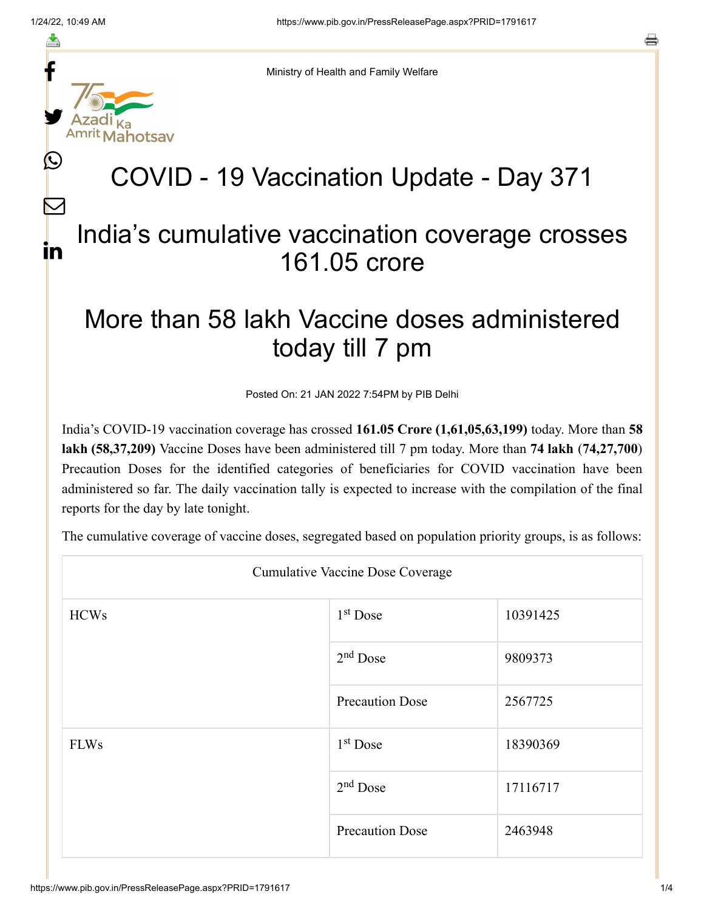Ministry of Health and Family Welfare

# COVID - 19 Vaccination Update - Day 371

## India's cumulative vaccination coverage crosses 161.05 crore

## More than 58 lakh Vaccine doses administered today till 7 pm

Posted On: 21 JAN 2022 7:54PM by PIB Delhi

India's COVID-19 vaccination coverage has crossed **161.05 Crore (1,61,05,63,199)** today. More than **58 lakh (58,37,209)** Vaccine Doses have been administered till 7 pm today. More than **74 lakh** (**74,27,700**) Precaution Doses for the identified categories of beneficiaries for COVID vaccination have been administered so far. The daily vaccination tally is expected to increase with the compilation of the final reports for the day by late tonight.

The cumulative coverage of vaccine doses, segregated based on population priority groups, is as follows:

| Cumulative Vaccine Dose Coverage | | |
|---|---|---|
| HCWs | 1st Dose | 10391425 |
| | 2nd Dose | 9809373 |
| | Precaution Dose | 2567725 |
| FLWs | 1st Dose | 18390369 |
| | 2nd Dose | 17116717 |
| | Precaution Dose | 2463948 |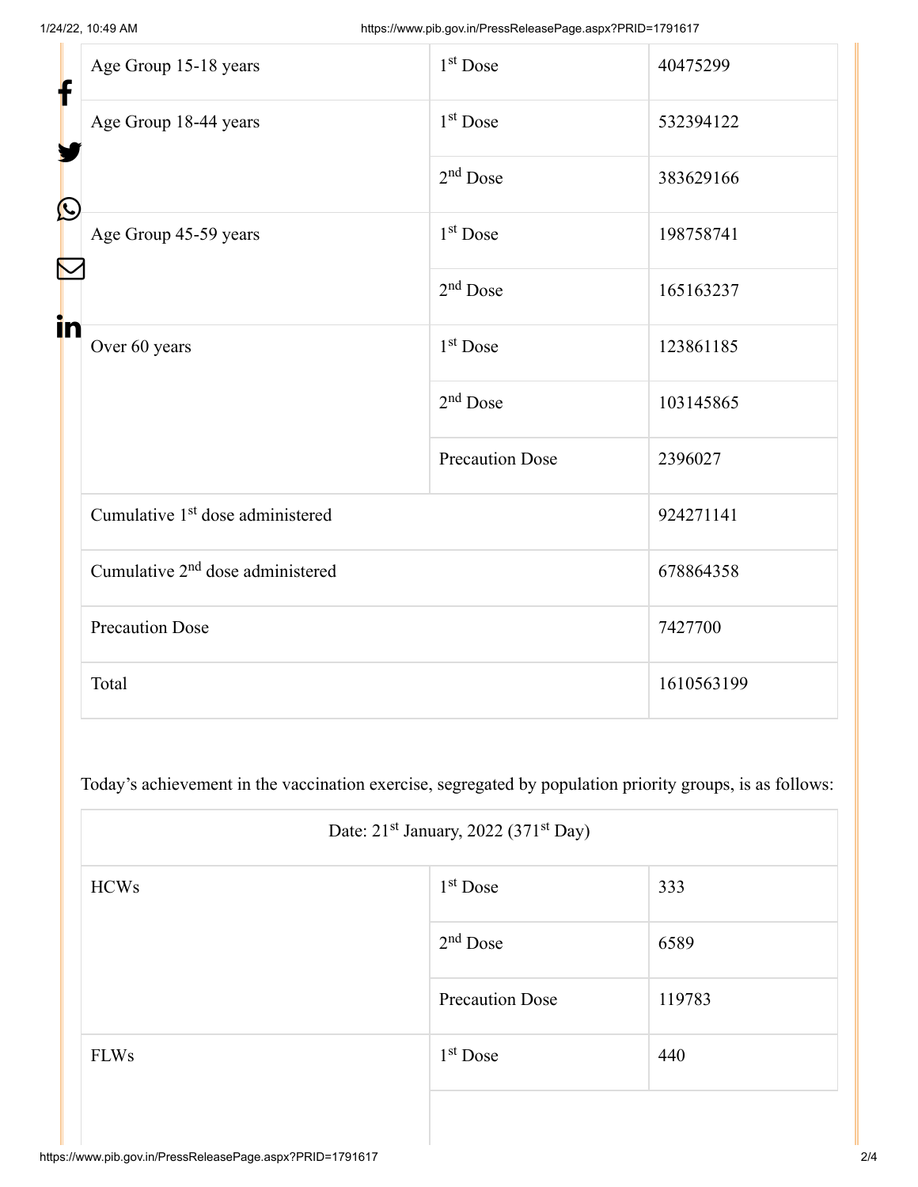| | | |
|---|---|---|
| Age Group 15-18 years | 1st Dose | 40475299 |
| Age Group 18-44 years | 1st Dose | 532394122 |
| | 2nd Dose | 383629166 |
| Age Group 45-59 years | 1st Dose | 198758741 |
| | 2nd Dose | 165163237 |
| Over 60 years | 1st Dose | 123861185 |
| | 2nd Dose | 103145865 |
| | Precaution Dose | 2396027 |
| Cumulative 1st dose administered | | 924271141 |
| Cumulative 2nd dose administered | | 678864358 |
| Precaution Dose | | 7427700 |
| Total | | 1610563199 |

Today's achievement in the vaccination exercise, segregated by population priority groups, is as follows:

| Date: 21st January, 2022 (371st Day) | | |
|---|---|---|
| HCWs | 1st Dose | 333 |
| | 2nd Dose | 6589 |
| | Precaution Dose | 119783 |
| FLWs | 1st Dose | 440 |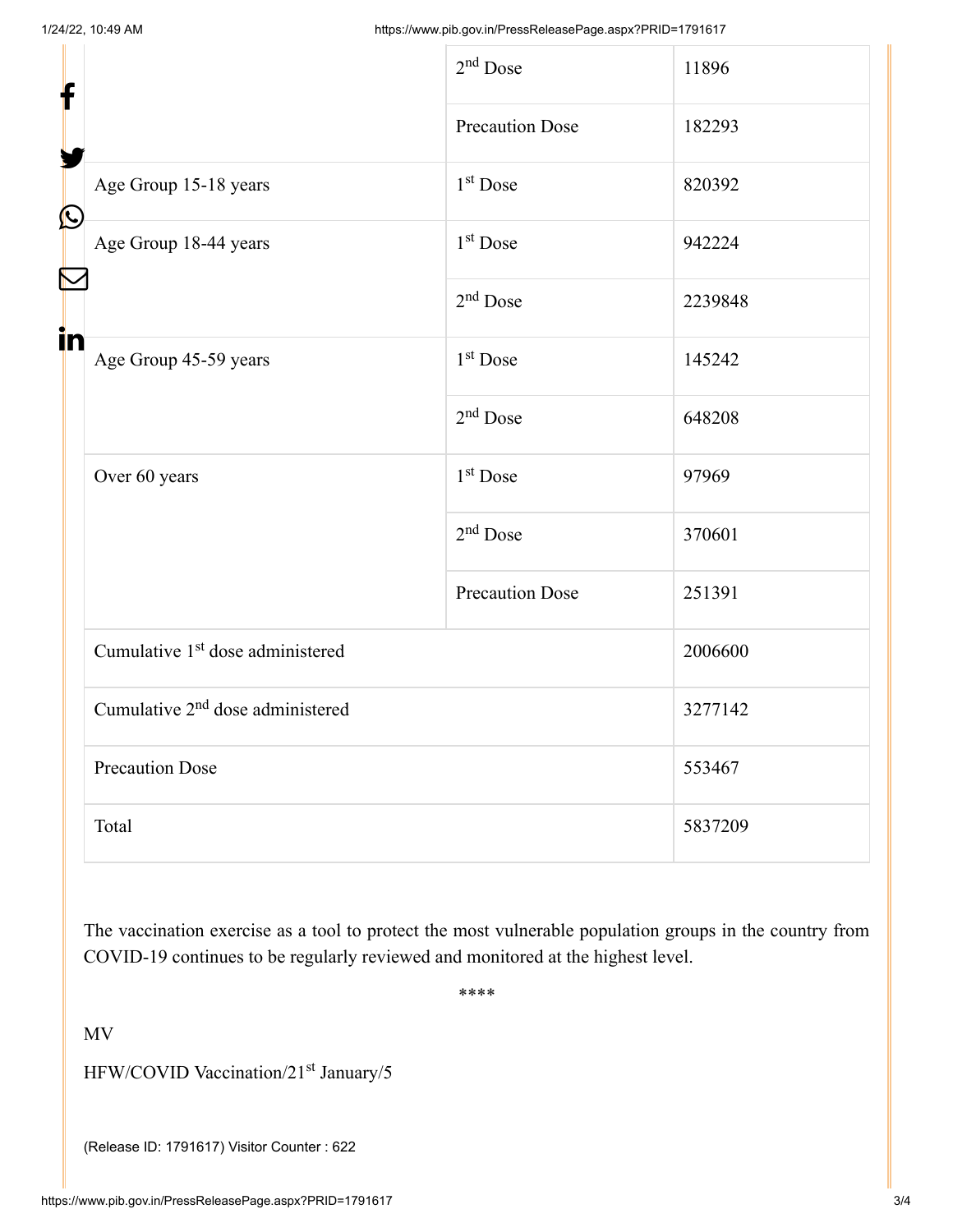| | | |
|---|---|---|
| | 2nd Dose | 11896 |
| | Precaution Dose | 182293 |
| Age Group 15-18 years | 1st Dose | 820392 |
| Age Group 18-44 years | 1st Dose | 942224 |
| | 2nd Dose | 2239848 |
| Age Group 45-59 years | 1st Dose | 145242 |
| | 2nd Dose | 648208 |
| Over 60 years | 1st Dose | 97969 |
| | 2nd Dose | 370601 |
| | Precaution Dose | 251391 |
| Cumulative 1st dose administered | | 2006600 |
| Cumulative 2nd dose administered | | 3277142 |
| Precaution Dose | | 553467 |
| Total | | 5837209 |

The vaccination exercise as a tool to protect the most vulnerable population groups in the country from COVID-19 continues to be regularly reviewed and monitored at the highest level.

****

MV

HFW/COVID Vaccination/21st January/5

(Release ID: 1791617) Visitor Counter : 622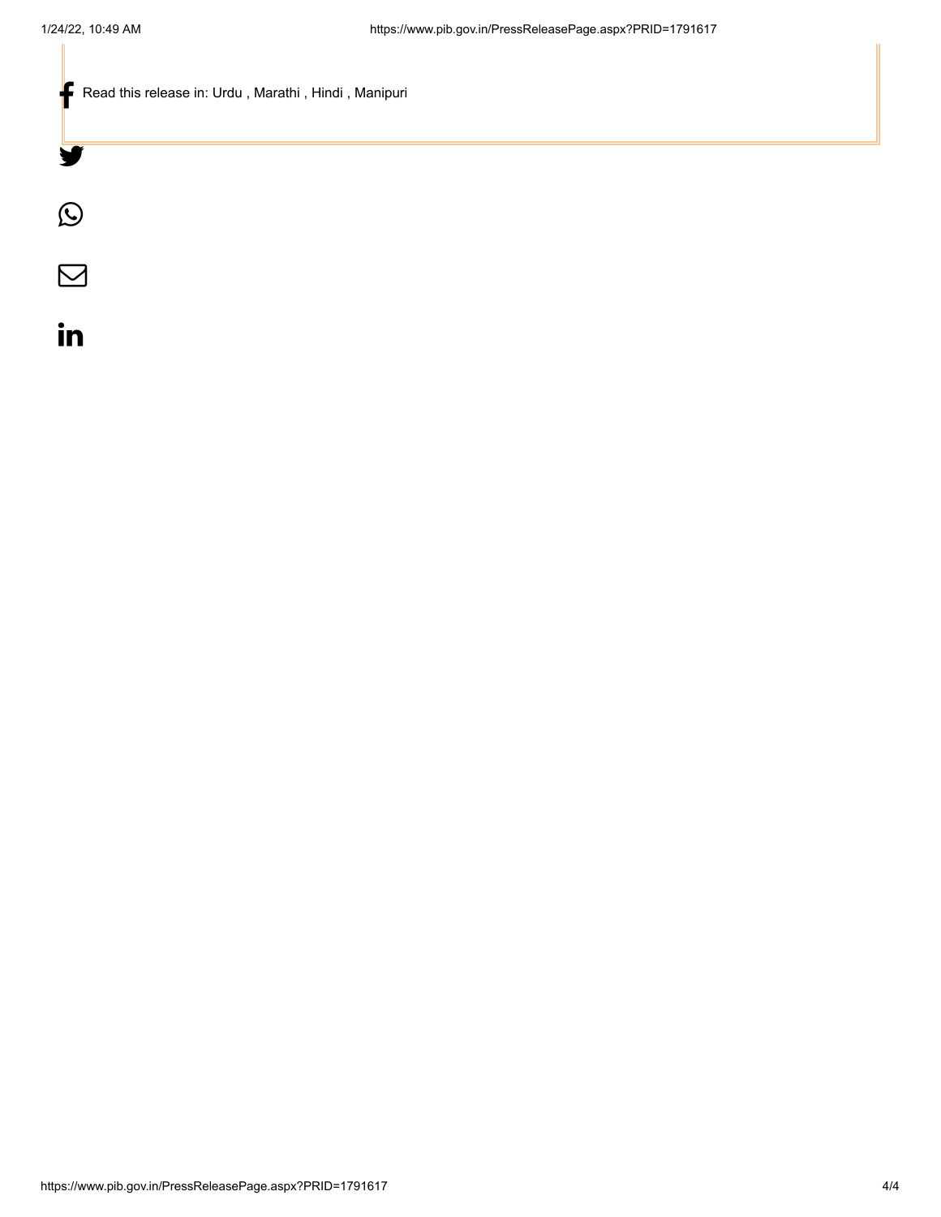Read this release in: Urdu , Marathi , Hindi , Manipuri